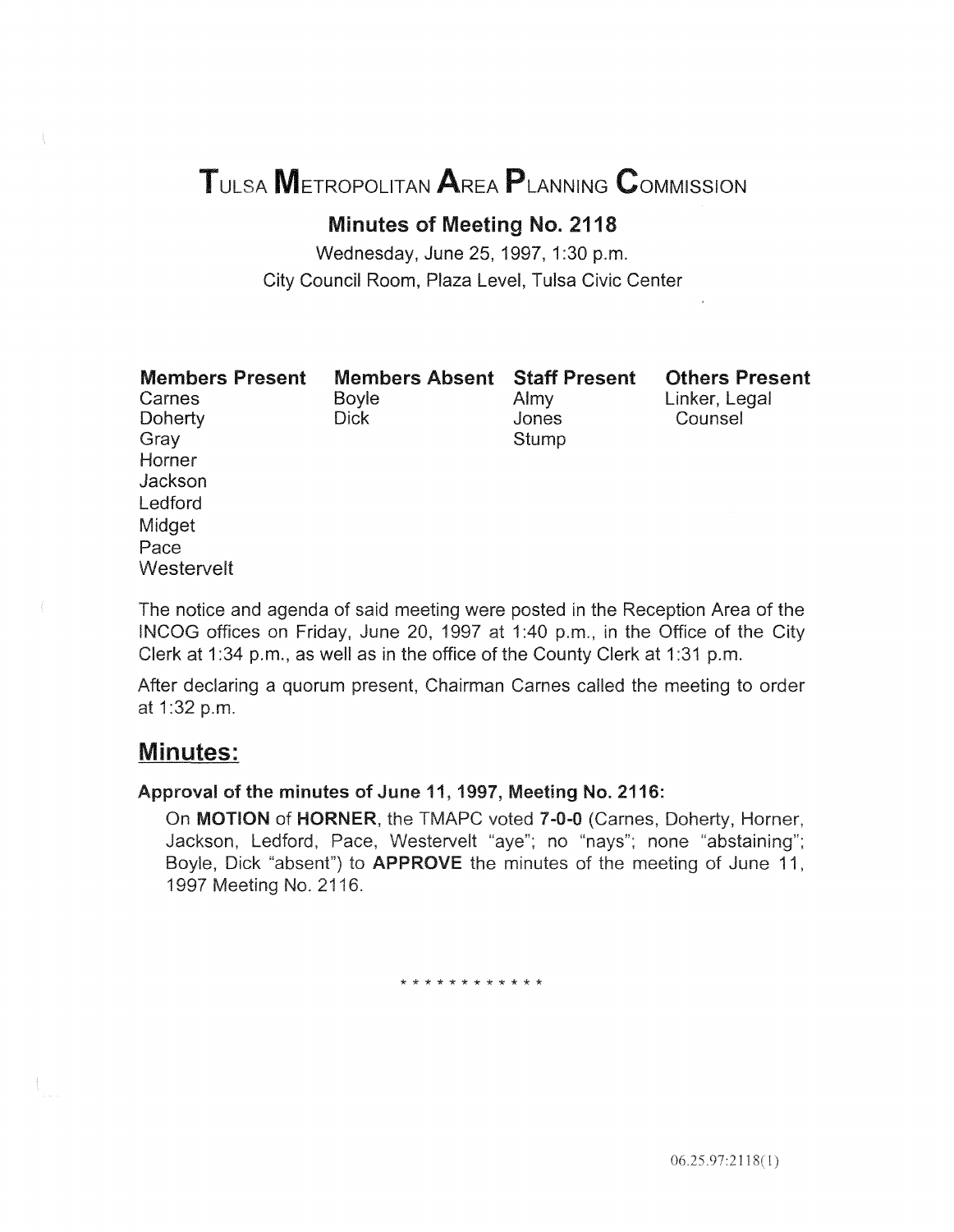# Tulsa Metropolitan Area Planning Commission

## Minutes of Meeting No. 2118

Wednesday, June 25, 1997, 1:30 p.m.
City Council Room, Plaza Level, Tulsa Civic Center

| Members Present | Members Absent | Staff Present | Others Present |
|---|---|---|---|
| Carnes | Boyle | Almy | Linker, Legal Counsel |
| Doherty | Dick | Jones | |
| Gray | | Stump | |
| Horner | | | |
| Jackson | | | |
| Ledford | | | |
| Midget | | | |
| Pace | | | |
| Westervelt | | | |

The notice and agenda of said meeting were posted in the Reception Area of the INCOG offices on Friday, June 20, 1997 at 1:40 p.m., in the Office of the City Clerk at 1:34 p.m., as well as in the office of the County Clerk at 1:31 p.m.

After declaring a quorum present, Chairman Carnes called the meeting to order at 1:32 p.m.

## Minutes:

**Approval of the minutes of June 11, 1997, Meeting No. 2116:**

On **MOTION** of **HORNER**, the TMAPC voted **7-0-0** (Carnes, Doherty, Horner, Jackson, Ledford, Pace, Westervelt "aye"; no "nays"; none "abstaining"; Boyle, Dick "absent") to **APPROVE** the minutes of the meeting of June 11, 1997 Meeting No. 2116.

\* \* \* \* \* \* \* \* \* \* \* \*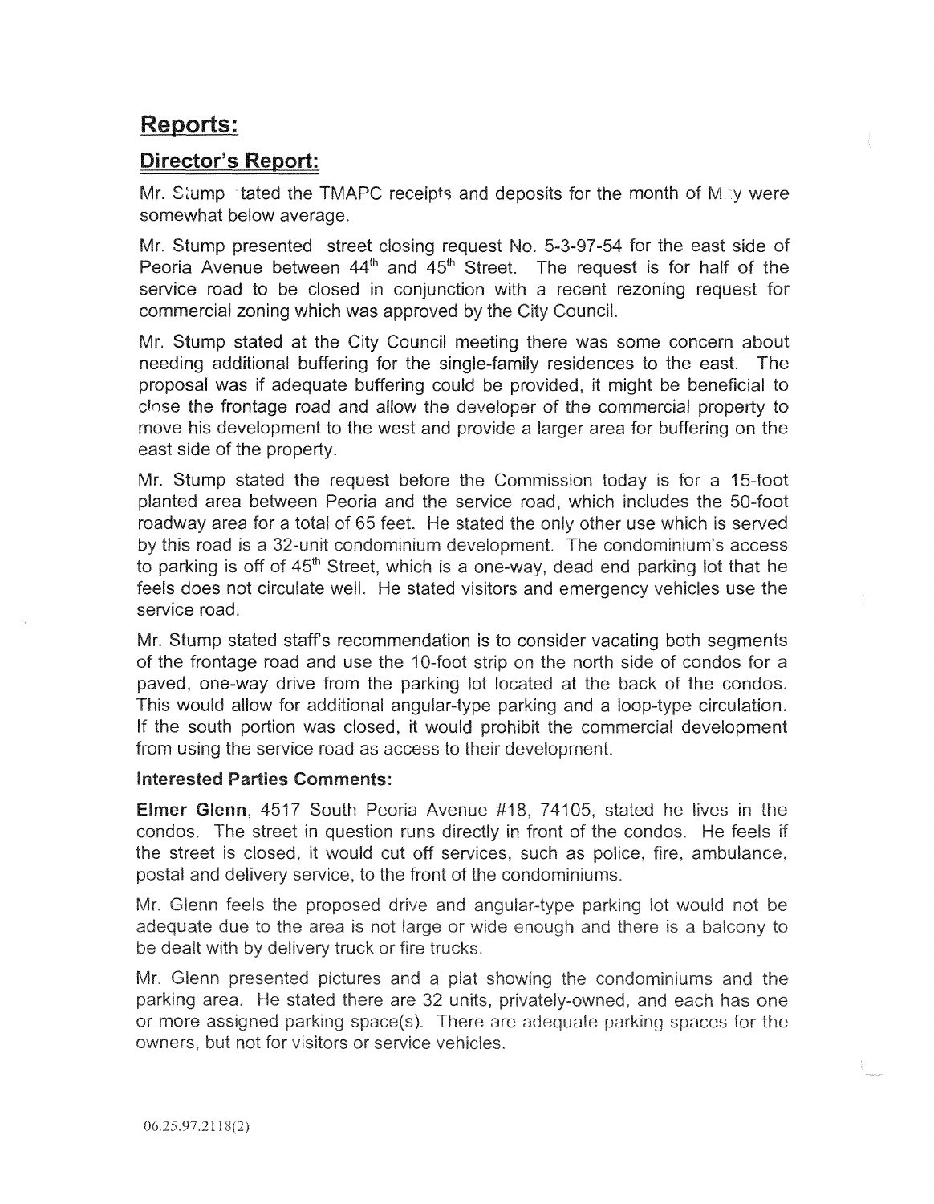## Reports:

### Director's Report:

Mr. Stump stated the TMAPC receipts and deposits for the month of May were somewhat below average.

Mr. Stump presented street closing request No. 5-3-97-54 for the east side of Peoria Avenue between 44th and 45th Street. The request is for half of the service road to be closed in conjunction with a recent rezoning request for commercial zoning which was approved by the City Council.

Mr. Stump stated at the City Council meeting there was some concern about needing additional buffering for the single-family residences to the east. The proposal was if adequate buffering could be provided, it might be beneficial to close the frontage road and allow the developer of the commercial property to move his development to the west and provide a larger area for buffering on the east side of the property.

Mr. Stump stated the request before the Commission today is for a 15-foot planted area between Peoria and the service road, which includes the 50-foot roadway area for a total of 65 feet. He stated the only other use which is served by this road is a 32-unit condominium development. The condominium's access to parking is off of 45th Street, which is a one-way, dead end parking lot that he feels does not circulate well. He stated visitors and emergency vehicles use the service road.

Mr. Stump stated staff's recommendation is to consider vacating both segments of the frontage road and use the 10-foot strip on the north side of condos for a paved, one-way drive from the parking lot located at the back of the condos. This would allow for additional angular-type parking and a loop-type circulation. If the south portion was closed, it would prohibit the commercial development from using the service road as access to their development.

**Interested Parties Comments:**

**Elmer Glenn**, 4517 South Peoria Avenue #18, 74105, stated he lives in the condos. The street in question runs directly in front of the condos. He feels if the street is closed, it would cut off services, such as police, fire, ambulance, postal and delivery service, to the front of the condominiums.

Mr. Glenn feels the proposed drive and angular-type parking lot would not be adequate due to the area is not large or wide enough and there is a balcony to be dealt with by delivery truck or fire trucks.

Mr. Glenn presented pictures and a plat showing the condominiums and the parking area. He stated there are 32 units, privately-owned, and each has one or more assigned parking space(s). There are adequate parking spaces for the owners, but not for visitors or service vehicles.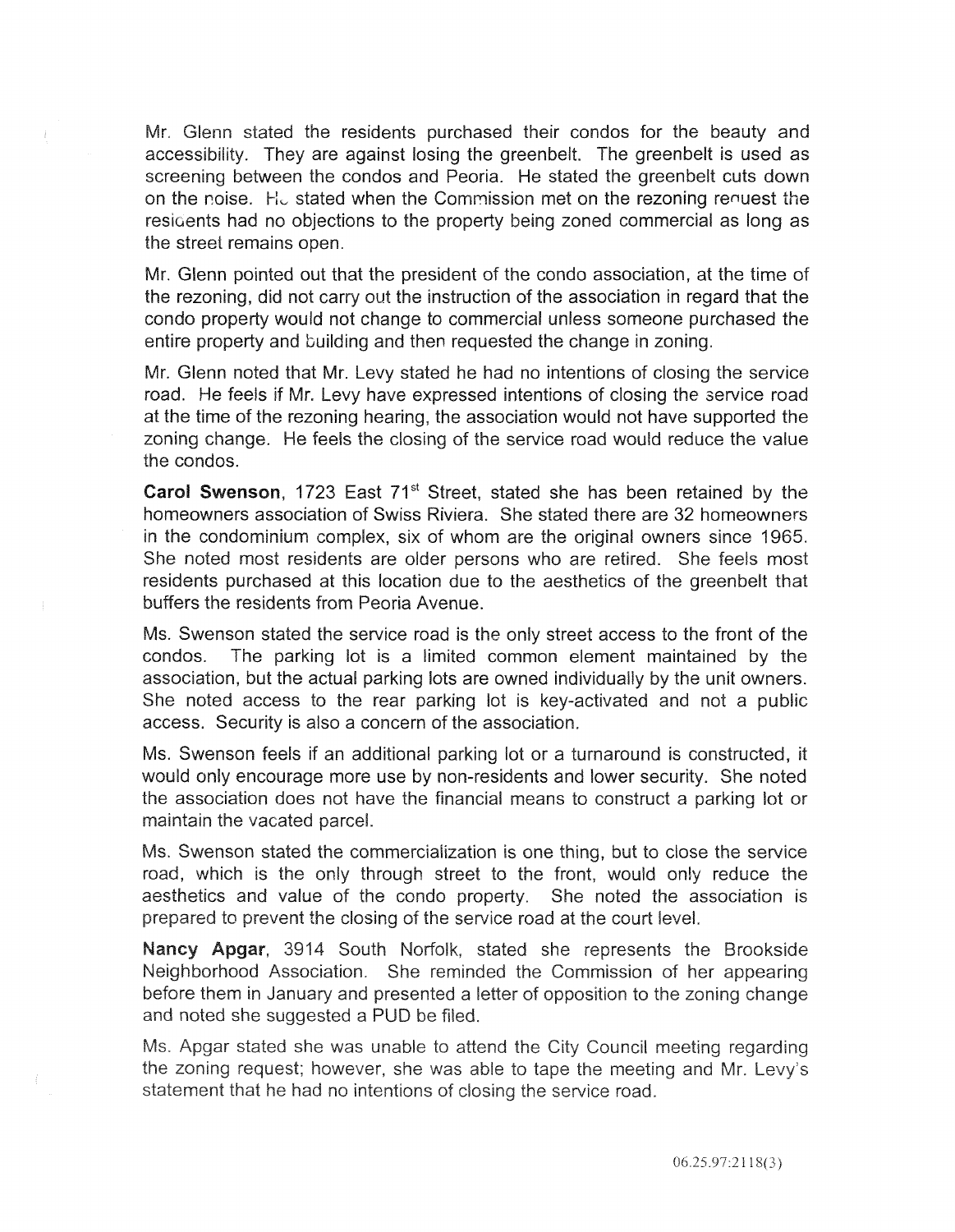Mr. Glenn stated the residents purchased their condos for the beauty and accessibility. They are against losing the greenbelt. The greenbelt is used as screening between the condos and Peoria. He stated the greenbelt cuts down on the noise. He stated when the Commission met on the rezoning request the residents had no objections to the property being zoned commercial as long as the street remains open.

Mr. Glenn pointed out that the president of the condo association, at the time of the rezoning, did not carry out the instruction of the association in regard that the condo property would not change to commercial unless someone purchased the entire property and building and then requested the change in zoning.

Mr. Glenn noted that Mr. Levy stated he had no intentions of closing the service road. He feels if Mr. Levy have expressed intentions of closing the service road at the time of the rezoning hearing, the association would not have supported the zoning change. He feels the closing of the service road would reduce the value the condos.

**Carol Swenson**, 1723 East 71st Street, stated she has been retained by the homeowners association of Swiss Riviera. She stated there are 32 homeowners in the condominium complex, six of whom are the original owners since 1965. She noted most residents are older persons who are retired. She feels most residents purchased at this location due to the aesthetics of the greenbelt that buffers the residents from Peoria Avenue.

Ms. Swenson stated the service road is the only street access to the front of the condos. The parking lot is a limited common element maintained by the association, but the actual parking lots are owned individually by the unit owners. She noted access to the rear parking lot is key-activated and not a public access. Security is also a concern of the association.

Ms. Swenson feels if an additional parking lot or a turnaround is constructed, it would only encourage more use by non-residents and lower security. She noted the association does not have the financial means to construct a parking lot or maintain the vacated parcel.

Ms. Swenson stated the commercialization is one thing, but to close the service road, which is the only through street to the front, would only reduce the aesthetics and value of the condo property. She noted the association is prepared to prevent the closing of the service road at the court level.

**Nancy Apgar**, 3914 South Norfolk, stated she represents the Brookside Neighborhood Association. She reminded the Commission of her appearing before them in January and presented a letter of opposition to the zoning change and noted she suggested a PUD be filed.

Ms. Apgar stated she was unable to attend the City Council meeting regarding the zoning request; however, she was able to tape the meeting and Mr. Levy's statement that he had no intentions of closing the service road.

06.25.97:2118(3)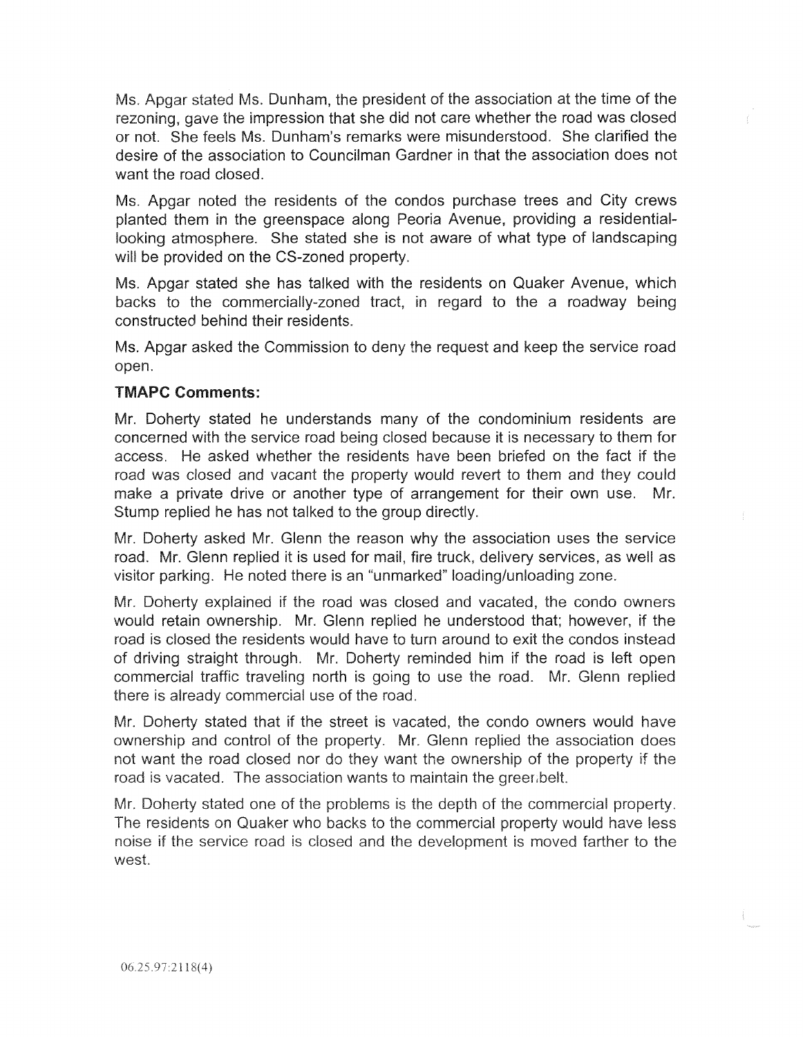Ms. Apgar stated Ms. Dunham, the president of the association at the time of the rezoning, gave the impression that she did not care whether the road was closed or not. She feels Ms. Dunham's remarks were misunderstood. She clarified the desire of the association to Councilman Gardner in that the association does not want the road closed.

Ms. Apgar noted the residents of the condos purchase trees and City crews planted them in the greenspace along Peoria Avenue, providing a residential-looking atmosphere. She stated she is not aware of what type of landscaping will be provided on the CS-zoned property.

Ms. Apgar stated she has talked with the residents on Quaker Avenue, which backs to the commercially-zoned tract, in regard to the a roadway being constructed behind their residents.

Ms. Apgar asked the Commission to deny the request and keep the service road open.

**TMAPC Comments:**

Mr. Doherty stated he understands many of the condominium residents are concerned with the service road being closed because it is necessary to them for access. He asked whether the residents have been briefed on the fact if the road was closed and vacant the property would revert to them and they could make a private drive or another type of arrangement for their own use. Mr. Stump replied he has not talked to the group directly.

Mr. Doherty asked Mr. Glenn the reason why the association uses the service road. Mr. Glenn replied it is used for mail, fire truck, delivery services, as well as visitor parking. He noted there is an "unmarked" loading/unloading zone.

Mr. Doherty explained if the road was closed and vacated, the condo owners would retain ownership. Mr. Glenn replied he understood that; however, if the road is closed the residents would have to turn around to exit the condos instead of driving straight through. Mr. Doherty reminded him if the road is left open commercial traffic traveling north is going to use the road. Mr. Glenn replied there is already commercial use of the road.

Mr. Doherty stated that if the street is vacated, the condo owners would have ownership and control of the property. Mr. Glenn replied the association does not want the road closed nor do they want the ownership of the property if the road is vacated. The association wants to maintain the greenbelt.

Mr. Doherty stated one of the problems is the depth of the commercial property. The residents on Quaker who backs to the commercial property would have less noise if the service road is closed and the development is moved farther to the west.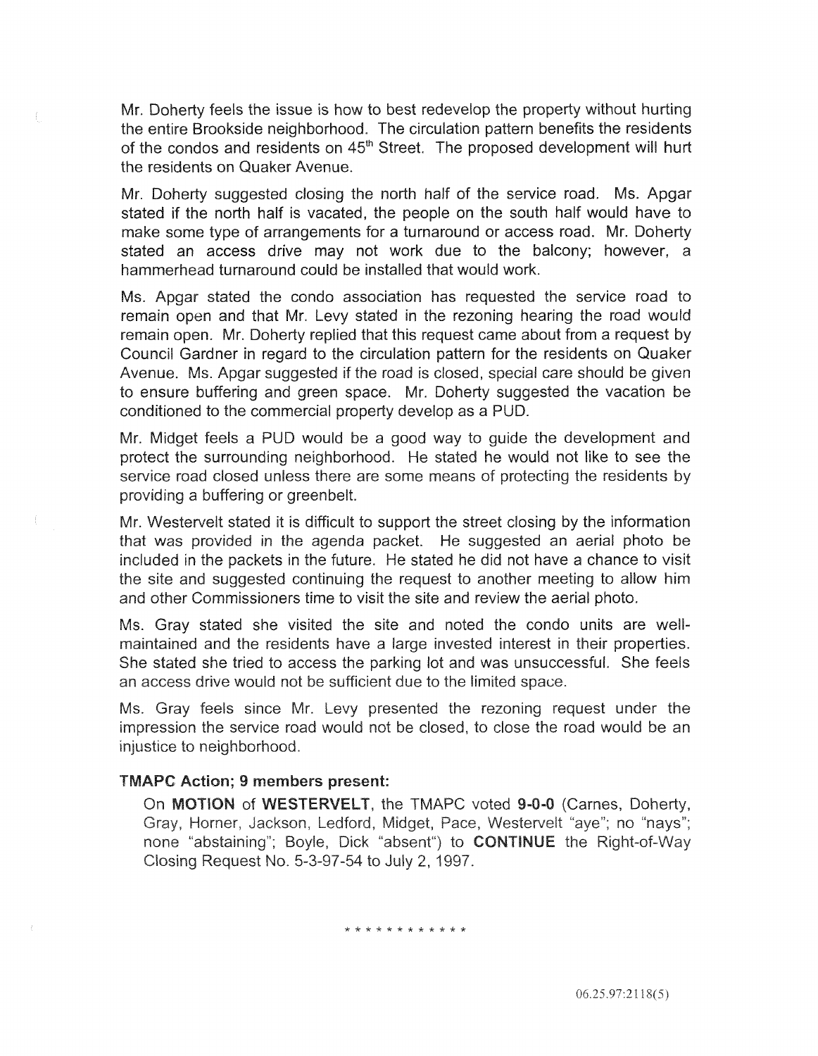Mr. Doherty feels the issue is how to best redevelop the property without hurting the entire Brookside neighborhood. The circulation pattern benefits the residents of the condos and residents on 45th Street. The proposed development will hurt the residents on Quaker Avenue.

Mr. Doherty suggested closing the north half of the service road. Ms. Apgar stated if the north half is vacated, the people on the south half would have to make some type of arrangements for a turnaround or access road. Mr. Doherty stated an access drive may not work due to the balcony; however, a hammerhead turnaround could be installed that would work.

Ms. Apgar stated the condo association has requested the service road to remain open and that Mr. Levy stated in the rezoning hearing the road would remain open. Mr. Doherty replied that this request came about from a request by Council Gardner in regard to the circulation pattern for the residents on Quaker Avenue. Ms. Apgar suggested if the road is closed, special care should be given to ensure buffering and green space. Mr. Doherty suggested the vacation be conditioned to the commercial property develop as a PUD.

Mr. Midget feels a PUD would be a good way to guide the development and protect the surrounding neighborhood. He stated he would not like to see the service road closed unless there are some means of protecting the residents by providing a buffering or greenbelt.

Mr. Westervelt stated it is difficult to support the street closing by the information that was provided in the agenda packet. He suggested an aerial photo be included in the packets in the future. He stated he did not have a chance to visit the site and suggested continuing the request to another meeting to allow him and other Commissioners time to visit the site and review the aerial photo.

Ms. Gray stated she visited the site and noted the condo units are well-maintained and the residents have a large invested interest in their properties. She stated she tried to access the parking lot and was unsuccessful. She feels an access drive would not be sufficient due to the limited space.

Ms. Gray feels since Mr. Levy presented the rezoning request under the impression the service road would not be closed, to close the road would be an injustice to neighborhood.

**TMAPC Action; 9 members present:**

On **MOTION** of **WESTERVELT**, the TMAPC voted **9-0-0** (Carnes, Doherty, Gray, Horner, Jackson, Ledford, Midget, Pace, Westervelt "aye"; no "nays"; none "abstaining"; Boyle, Dick "absent") to **CONTINUE** the Right-of-Way Closing Request No. 5-3-97-54 to July 2, 1997.

* * * * * * * * * * * *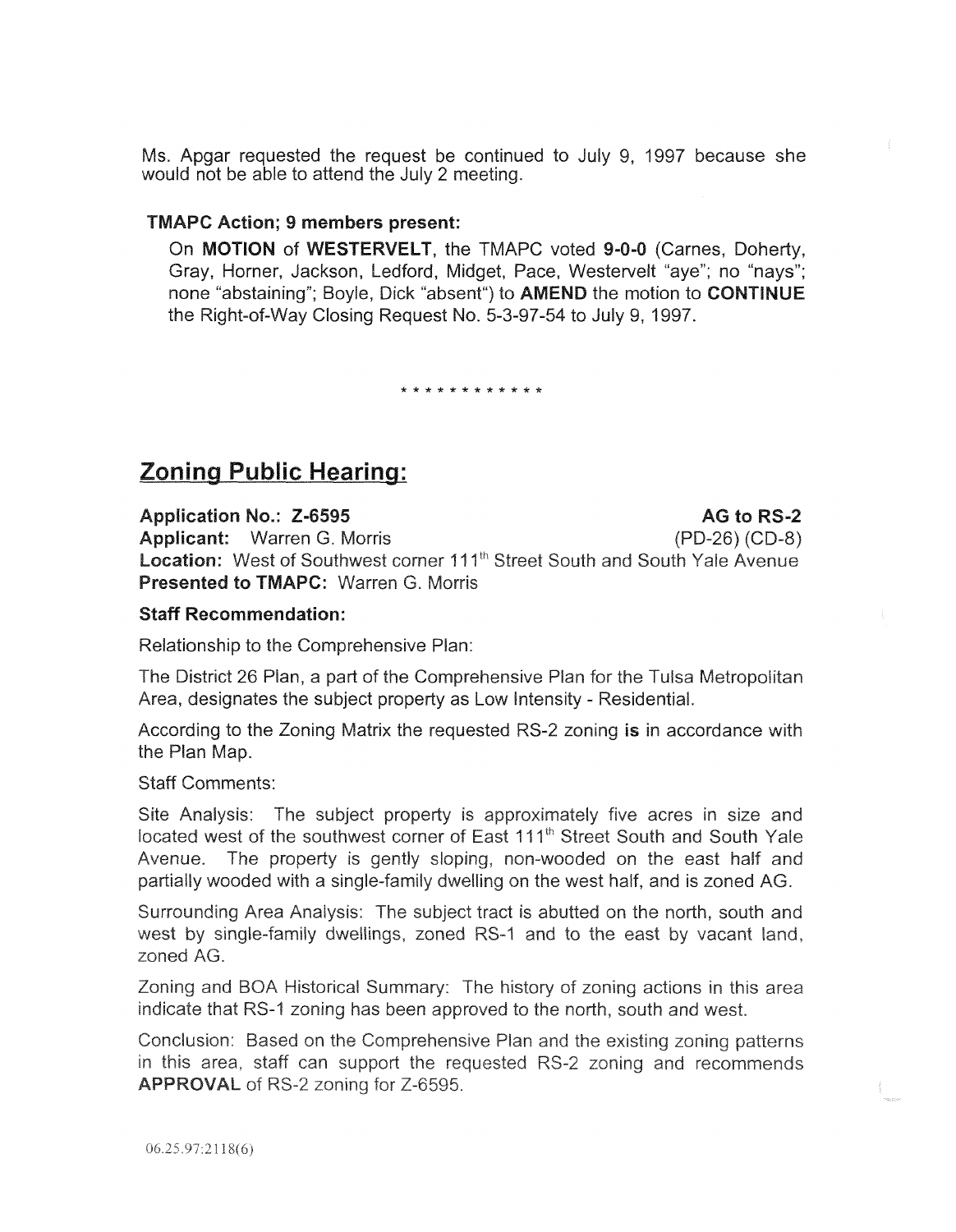Ms. Apgar requested the request be continued to July 9, 1997 because she would not be able to attend the July 2 meeting.

**TMAPC Action; 9 members present:**

On **MOTION** of **WESTERVELT**, the TMAPC voted **9-0-0** (Carnes, Doherty, Gray, Horner, Jackson, Ledford, Midget, Pace, Westervelt "aye"; no "nays"; none "abstaining"; Boyle, Dick "absent") to **AMEND** the motion to **CONTINUE** the Right-of-Way Closing Request No. 5-3-97-54 to July 9, 1997.

\* \* \* \* \* \* \* \* \* \* \* \*

## Zoning Public Hearing:

**Application No.: Z-6595** **AG to RS-2**

**Applicant:** Warren G. Morris (PD-26) (CD-8)

**Location:** West of Southwest corner 111th Street South and South Yale Avenue

**Presented to TMAPC:** Warren G. Morris

**Staff Recommendation:**

Relationship to the Comprehensive Plan:

The District 26 Plan, a part of the Comprehensive Plan for the Tulsa Metropolitan Area, designates the subject property as Low Intensity - Residential.

According to the Zoning Matrix the requested RS-2 zoning **is** in accordance with the Plan Map.

Staff Comments:

Site Analysis: The subject property is approximately five acres in size and located west of the southwest corner of East 111th Street South and South Yale Avenue. The property is gently sloping, non-wooded on the east half and partially wooded with a single-family dwelling on the west half, and is zoned AG.

Surrounding Area Analysis: The subject tract is abutted on the north, south and west by single-family dwellings, zoned RS-1 and to the east by vacant land, zoned AG.

Zoning and BOA Historical Summary: The history of zoning actions in this area indicate that RS-1 zoning has been approved to the north, south and west.

Conclusion: Based on the Comprehensive Plan and the existing zoning patterns in this area, staff can support the requested RS-2 zoning and recommends **APPROVAL** of RS-2 zoning for Z-6595.

06.25.97:2118(6)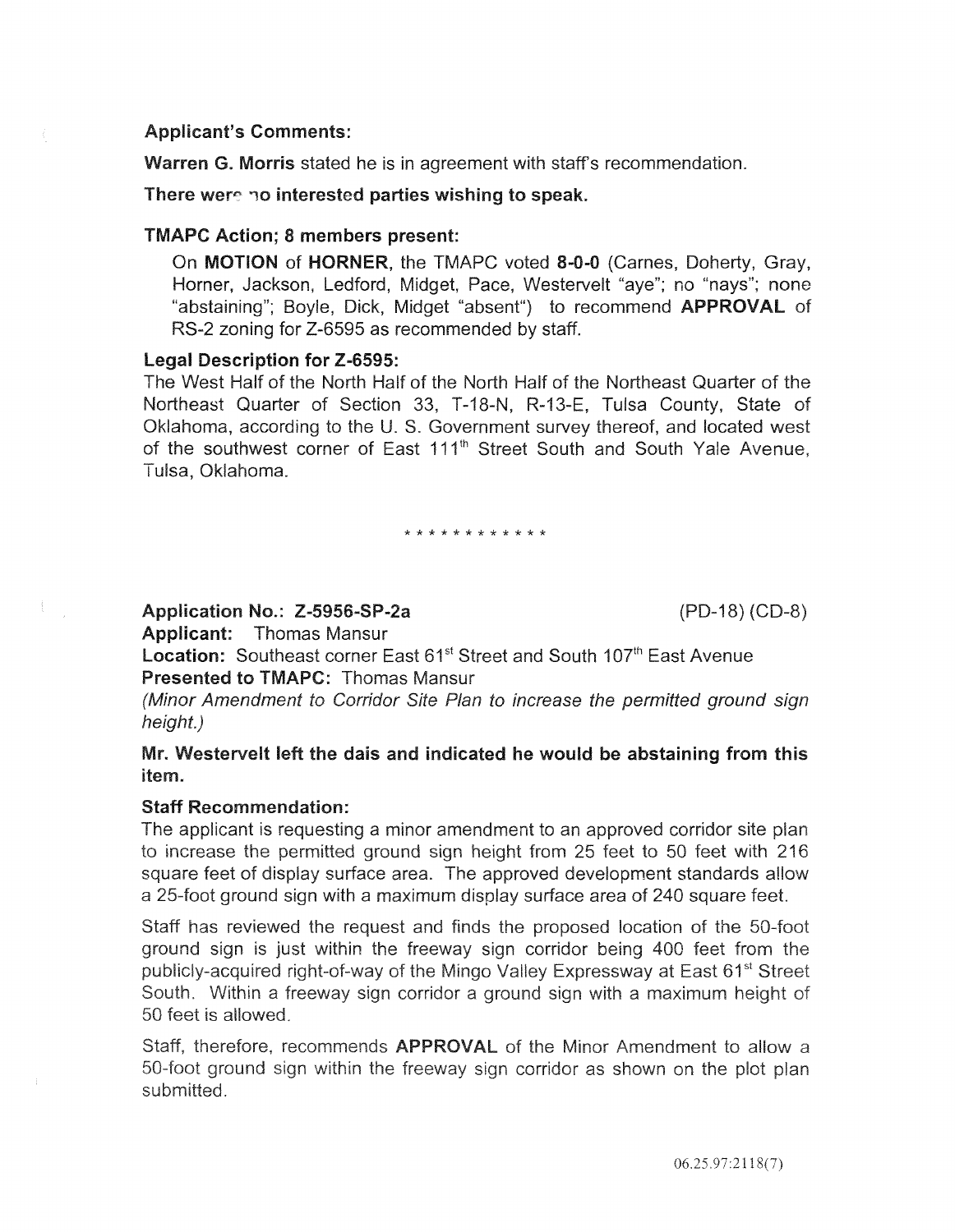**Applicant's Comments:**

**Warren G. Morris** stated he is in agreement with staff's recommendation.

**There were no interested parties wishing to speak.**

**TMAPC Action; 8 members present:**

On **MOTION** of **HORNER**, the TMAPC voted **8-0-0** (Carnes, Doherty, Gray, Horner, Jackson, Ledford, Midget, Pace, Westervelt "aye"; no "nays"; none "abstaining"; Boyle, Dick, Midget "absent") to recommend **APPROVAL** of RS-2 zoning for Z-6595 as recommended by staff.

**Legal Description for Z-6595:**

The West Half of the North Half of the North Half of the Northeast Quarter of the Northeast Quarter of Section 33, T-18-N, R-13-E, Tulsa County, State of Oklahoma, according to the U. S. Government survey thereof, and located west of the southwest corner of East 111th Street South and South Yale Avenue, Tulsa, Oklahoma.

\* \* \* \* \* \* \* \* \* \* \* \*

**Application No.: Z-5956-SP-2a** (PD-18) (CD-8)

**Applicant:** Thomas Mansur

**Location:** Southeast corner East 61st Street and South 107th East Avenue

**Presented to TMAPC:** Thomas Mansur

*(Minor Amendment to Corridor Site Plan to increase the permitted ground sign height.)*

**Mr. Westervelt left the dais and indicated he would be abstaining from this item.**

**Staff Recommendation:**

The applicant is requesting a minor amendment to an approved corridor site plan to increase the permitted ground sign height from 25 feet to 50 feet with 216 square feet of display surface area. The approved development standards allow a 25-foot ground sign with a maximum display surface area of 240 square feet.

Staff has reviewed the request and finds the proposed location of the 50-foot ground sign is just within the freeway sign corridor being 400 feet from the publicly-acquired right-of-way of the Mingo Valley Expressway at East 61st Street South. Within a freeway sign corridor a ground sign with a maximum height of 50 feet is allowed.

Staff, therefore, recommends **APPROVAL** of the Minor Amendment to allow a 50-foot ground sign within the freeway sign corridor as shown on the plot plan submitted.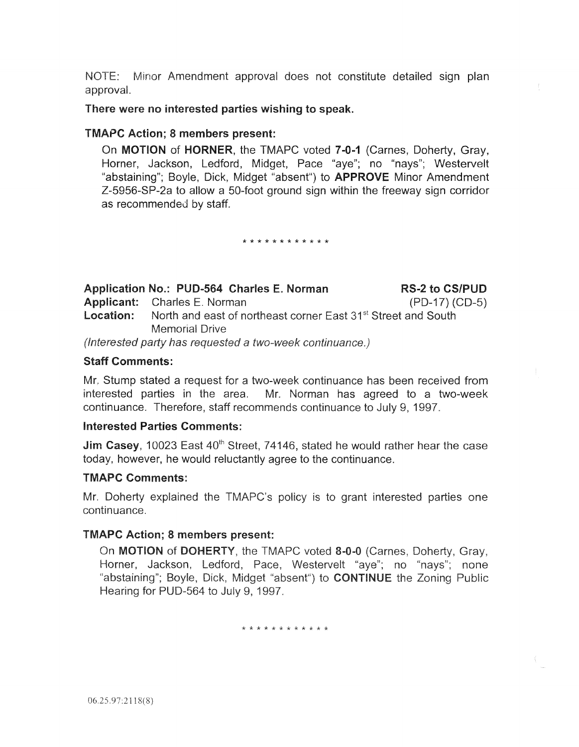NOTE: Minor Amendment approval does not constitute detailed sign plan approval.

**There were no interested parties wishing to speak.**

**TMAPC Action; 8 members present:**

On **MOTION** of **HORNER**, the TMAPC voted **7-0-1** (Carnes, Doherty, Gray, Horner, Jackson, Ledford, Midget, Pace "aye"; no "nays"; Westervelt "abstaining"; Boyle, Dick, Midget "absent") to **APPROVE** Minor Amendment Z-5956-SP-2a to allow a 50-foot ground sign within the freeway sign corridor as recommended by staff.

\* \* \* \* \* \* \* \* \* \* \* \*

**Application No.: PUD-564 Charles E. Norman** **RS-2 to CS/PUD**

**Applicant:** Charles E. Norman (PD-17) (CD-5)

**Location:** North and east of northeast corner East 31st Street and South Memorial Drive

*(Interested party has requested a two-week continuance.)*

**Staff Comments:**

Mr. Stump stated a request for a two-week continuance has been received from interested parties in the area. Mr. Norman has agreed to a two-week continuance. Therefore, staff recommends continuance to July 9, 1997.

**Interested Parties Comments:**

**Jim Casey**, 10023 East 40th Street, 74146, stated he would rather hear the case today, however, he would reluctantly agree to the continuance.

**TMAPC Comments:**

Mr. Doherty explained the TMAPC's policy is to grant interested parties one continuance.

**TMAPC Action; 8 members present:**

On **MOTION** of **DOHERTY**, the TMAPC voted **8-0-0** (Carnes, Doherty, Gray, Horner, Jackson, Ledford, Pace, Westervelt "aye"; no "nays"; none "abstaining"; Boyle, Dick, Midget "absent") to **CONTINUE** the Zoning Public Hearing for PUD-564 to July 9, 1997.

\* \* \* \* \* \* \* \* \* \* \* \*

06.25.97:2118(8)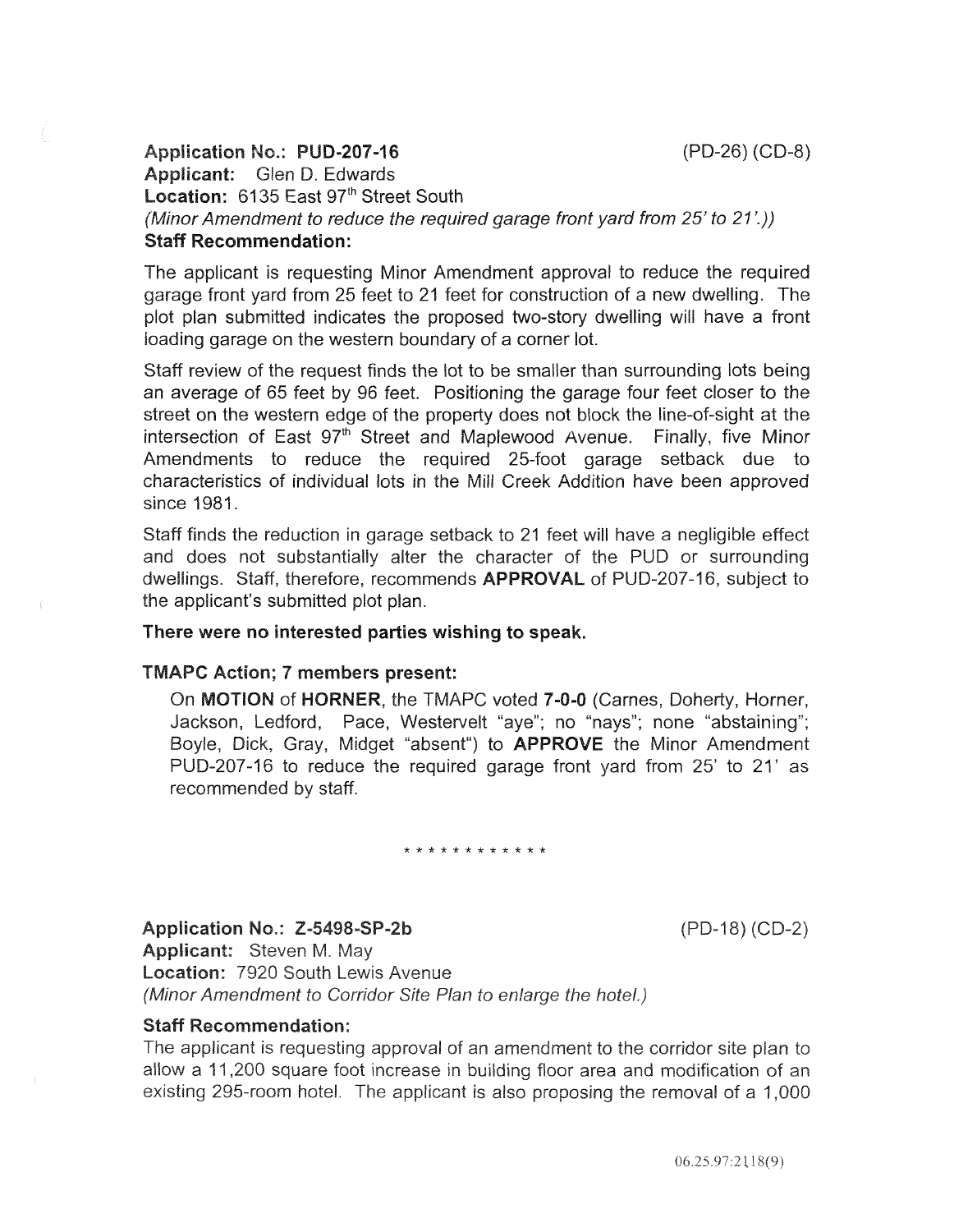**Application No.: PUD-207-16** (PD-26) (CD-8)

**Applicant:** Glen D. Edwards

**Location:** 6135 East 97th Street South

*(Minor Amendment to reduce the required garage front yard from 25' to 21'.))*

**Staff Recommendation:**

The applicant is requesting Minor Amendment approval to reduce the required garage front yard from 25 feet to 21 feet for construction of a new dwelling. The plot plan submitted indicates the proposed two-story dwelling will have a front loading garage on the western boundary of a corner lot.

Staff review of the request finds the lot to be smaller than surrounding lots being an average of 65 feet by 96 feet. Positioning the garage four feet closer to the street on the western edge of the property does not block the line-of-sight at the intersection of East 97th Street and Maplewood Avenue. Finally, five Minor Amendments to reduce the required 25-foot garage setback due to characteristics of individual lots in the Mill Creek Addition have been approved since 1981.

Staff finds the reduction in garage setback to 21 feet will have a negligible effect and does not substantially alter the character of the PUD or surrounding dwellings. Staff, therefore, recommends **APPROVAL** of PUD-207-16, subject to the applicant's submitted plot plan.

**There were no interested parties wishing to speak.**

**TMAPC Action; 7 members present:**

On **MOTION** of **HORNER**, the TMAPC voted **7-0-0** (Carnes, Doherty, Horner, Jackson, Ledford, Pace, Westervelt "aye"; no "nays"; none "abstaining"; Boyle, Dick, Gray, Midget "absent") to **APPROVE** the Minor Amendment PUD-207-16 to reduce the required garage front yard from 25' to 21' as recommended by staff.

* * * * * * * * * * * *

**Application No.: Z-5498-SP-2b** (PD-18) (CD-2)

**Applicant:** Steven M. May

**Location:** 7920 South Lewis Avenue

*(Minor Amendment to Corridor Site Plan to enlarge the hotel.)*

**Staff Recommendation:**

The applicant is requesting approval of an amendment to the corridor site plan to allow a 11,200 square foot increase in building floor area and modification of an existing 295-room hotel. The applicant is also proposing the removal of a 1,000

06.25.97:2118(9)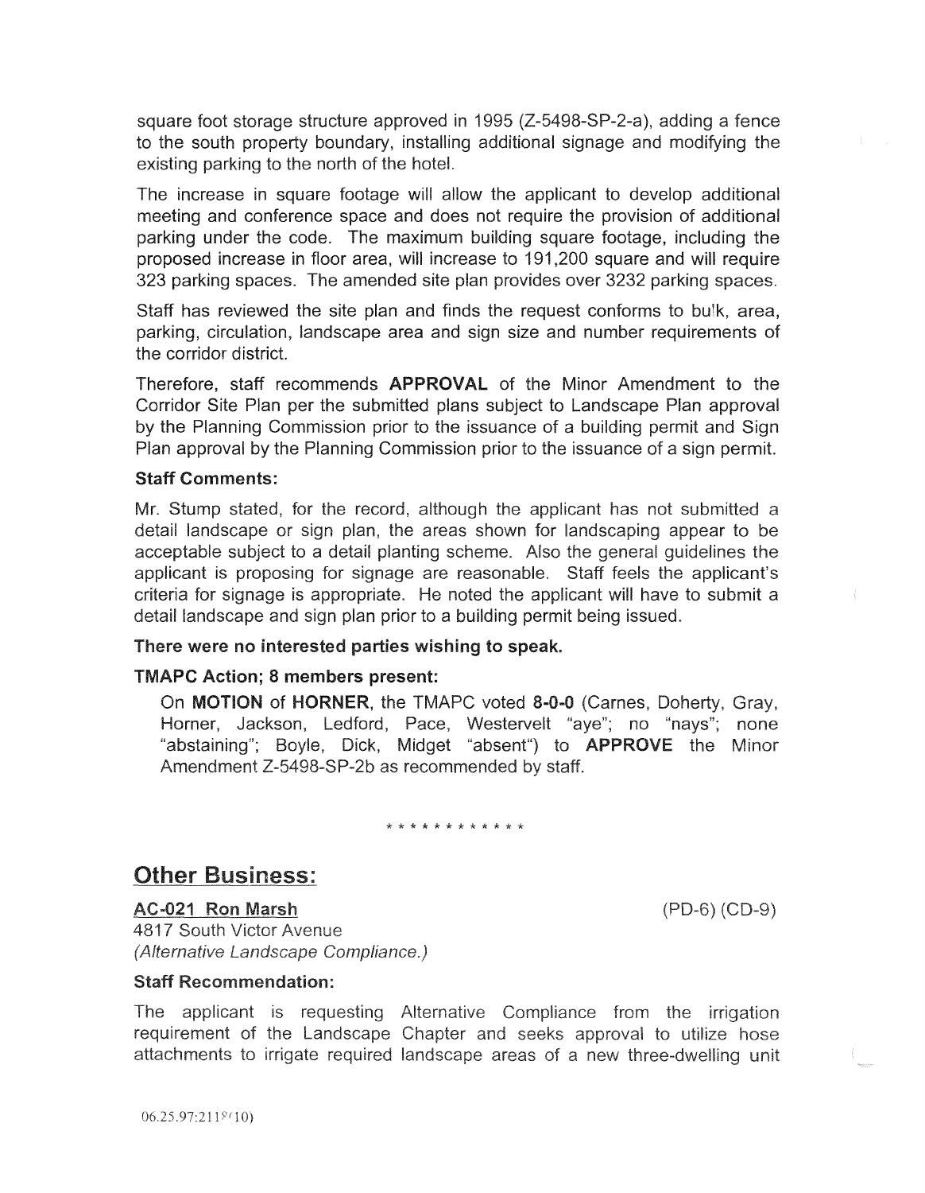square foot storage structure approved in 1995 (Z-5498-SP-2-a), adding a fence to the south property boundary, installing additional signage and modifying the existing parking to the north of the hotel.

The increase in square footage will allow the applicant to develop additional meeting and conference space and does not require the provision of additional parking under the code. The maximum building square footage, including the proposed increase in floor area, will increase to 191,200 square and will require 323 parking spaces. The amended site plan provides over 3232 parking spaces.

Staff has reviewed the site plan and finds the request conforms to bulk, area, parking, circulation, landscape area and sign size and number requirements of the corridor district.

Therefore, staff recommends **APPROVAL** of the Minor Amendment to the Corridor Site Plan per the submitted plans subject to Landscape Plan approval by the Planning Commission prior to the issuance of a building permit and Sign Plan approval by the Planning Commission prior to the issuance of a sign permit.

**Staff Comments:**

Mr. Stump stated, for the record, although the applicant has not submitted a detail landscape or sign plan, the areas shown for landscaping appear to be acceptable subject to a detail planting scheme. Also the general guidelines the applicant is proposing for signage are reasonable. Staff feels the applicant's criteria for signage is appropriate. He noted the applicant will have to submit a detail landscape and sign plan prior to a building permit being issued.

**There were no interested parties wishing to speak.**

**TMAPC Action; 8 members present:**

On **MOTION** of **HORNER**, the TMAPC voted **8-0-0** (Carnes, Doherty, Gray, Horner, Jackson, Ledford, Pace, Westervelt "aye"; no "nays"; none "abstaining"; Boyle, Dick, Midget "absent") to **APPROVE** the Minor Amendment Z-5498-SP-2b as recommended by staff.

\* \* \* \* \* \* \* \* \* \* \* \*

## Other Business:

**AC-021 Ron Marsh** (PD-6) (CD-9)

4817 South Victor Avenue

*(Alternative Landscape Compliance.)*

**Staff Recommendation:**

The applicant is requesting Alternative Compliance from the irrigation requirement of the Landscape Chapter and seeks approval to utilize hose attachments to irrigate required landscape areas of a new three-dwelling unit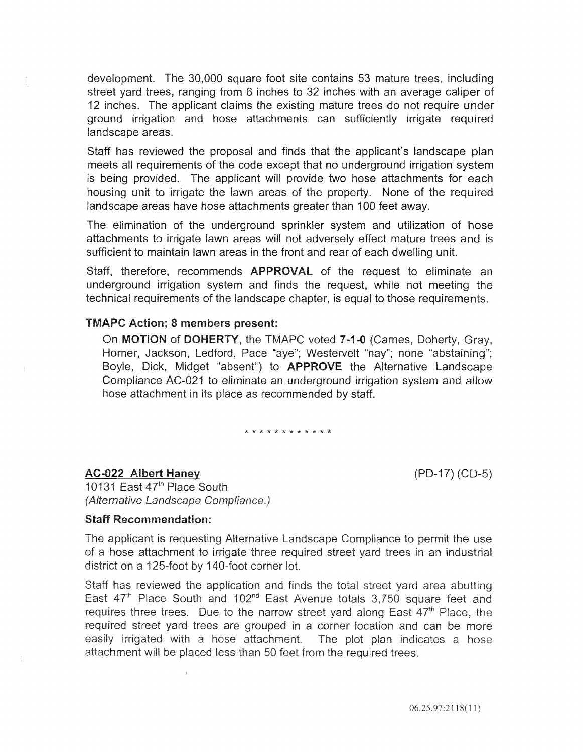development. The 30,000 square foot site contains 53 mature trees, including street yard trees, ranging from 6 inches to 32 inches with an average caliper of 12 inches. The applicant claims the existing mature trees do not require under ground irrigation and hose attachments can sufficiently irrigate required landscape areas.

Staff has reviewed the proposal and finds that the applicant's landscape plan meets all requirements of the code except that no underground irrigation system is being provided. The applicant will provide two hose attachments for each housing unit to irrigate the lawn areas of the property. None of the required landscape areas have hose attachments greater than 100 feet away.

The elimination of the underground sprinkler system and utilization of hose attachments to irrigate lawn areas will not adversely effect mature trees and is sufficient to maintain lawn areas in the front and rear of each dwelling unit.

Staff, therefore, recommends **APPROVAL** of the request to eliminate an underground irrigation system and finds the request, while not meeting the technical requirements of the landscape chapter, is equal to those requirements.

**TMAPC Action; 8 members present:**

On **MOTION** of **DOHERTY**, the TMAPC voted **7-1-0** (Carnes, Doherty, Gray, Horner, Jackson, Ledford, Pace "aye"; Westervelt "nay"; none "abstaining"; Boyle, Dick, Midget "absent") to **APPROVE** the Alternative Landscape Compliance AC-021 to eliminate an underground irrigation system and allow hose attachment in its place as recommended by staff.

\* \* \* \* \* \* \* \* \* \* \* \*

**AC-022 Albert Haney** (PD-17) (CD-5)

10131 East 47th Place South

*(Alternative Landscape Compliance.)*

**Staff Recommendation:**

The applicant is requesting Alternative Landscape Compliance to permit the use of a hose attachment to irrigate three required street yard trees in an industrial district on a 125-foot by 140-foot corner lot.

Staff has reviewed the application and finds the total street yard area abutting East 47th Place South and 102nd East Avenue totals 3,750 square feet and requires three trees. Due to the narrow street yard along East 47th Place, the required street yard trees are grouped in a corner location and can be more easily irrigated with a hose attachment. The plot plan indicates a hose attachment will be placed less than 50 feet from the required trees.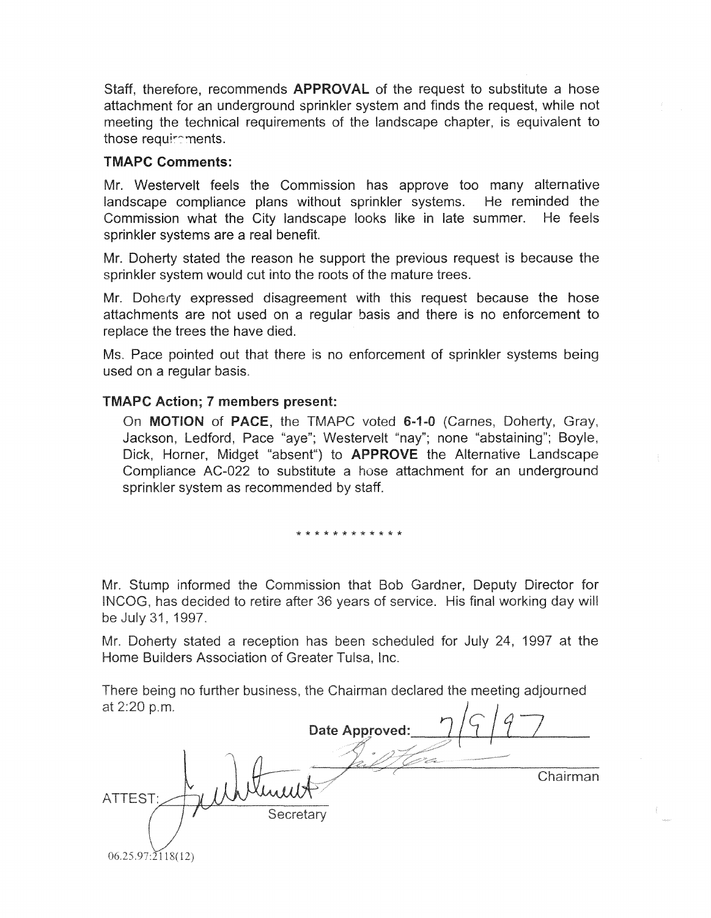Staff, therefore, recommends **APPROVAL** of the request to substitute a hose attachment for an underground sprinkler system and finds the request, while not meeting the technical requirements of the landscape chapter, is equivalent to those requirements.

**TMAPC Comments:**

Mr. Westervelt feels the Commission has approve too many alternative landscape compliance plans without sprinkler systems. He reminded the Commission what the City landscape looks like in late summer. He feels sprinkler systems are a real benefit.

Mr. Doherty stated the reason he support the previous request is because the sprinkler system would cut into the roots of the mature trees.

Mr. Doherty expressed disagreement with this request because the hose attachments are not used on a regular basis and there is no enforcement to replace the trees the have died.

Ms. Pace pointed out that there is no enforcement of sprinkler systems being used on a regular basis.

**TMAPC Action; 7 members present:**

On **MOTION** of **PACE**, the TMAPC voted **6-1-0** (Carnes, Doherty, Gray, Jackson, Ledford, Pace "aye"; Westervelt "nay"; none "abstaining"; Boyle, Dick, Horner, Midget "absent") to **APPROVE** the Alternative Landscape Compliance AC-022 to substitute a hose attachment for an underground sprinkler system as recommended by staff.

\* \* \* \* \* \* \* \* \* \* \* \*

Mr. Stump informed the Commission that Bob Gardner, Deputy Director for INCOG, has decided to retire after 36 years of service. His final working day will be July 31, 1997.

Mr. Doherty stated a reception has been scheduled for July 24, 1997 at the Home Builders Association of Greater Tulsa, Inc.

There being no further business, the Chairman declared the meeting adjourned at 2:20 p.m.

**Date Approved:** 7/9/97

Chairman

ATTEST:

Secretary

06.25.97:2118(12)